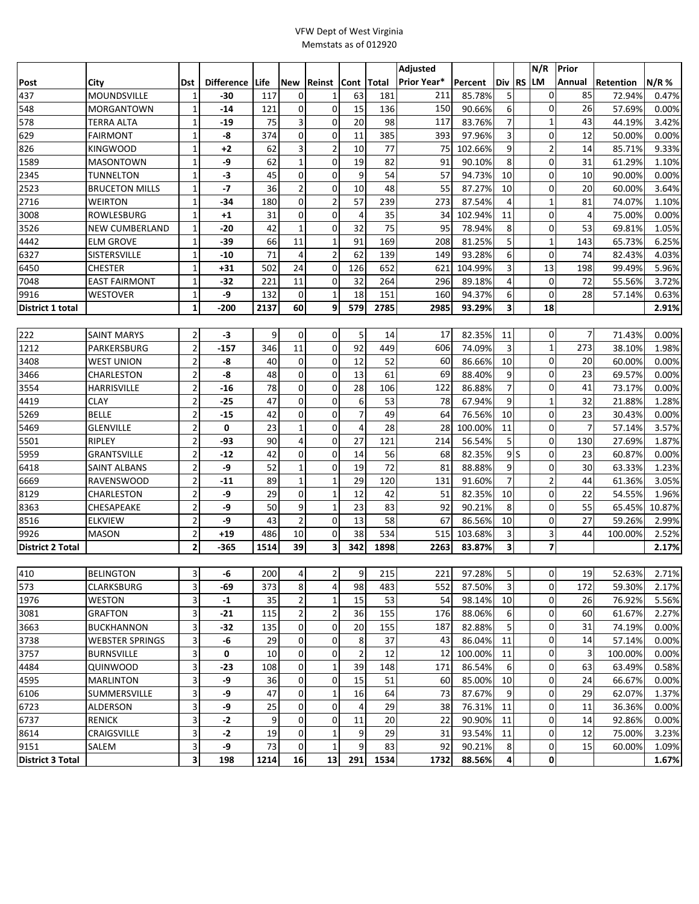VFW Dept of West Virginia
Memstats as of 012920

| Post | City | Dst | Difference | Life | New | Reinst | Cont | Total | Adjusted Prior Year* | Percent | Div | RS | N/R LM | Prior Annual | Retention | N/R % |
|---|---|---|---|---|---|---|---|---|---|---|---|---|---|---|---|---|
| 437 | MOUNDSVILLE | 1 | **-30** | 117 | 0 | 1 | 63 | 181 | 211 | 85.78% | 5 | | 0 | 85 | 72.94% | 0.47% |
| 548 | MORGANTOWN | 1 | **-14** | 121 | 0 | 0 | 15 | 136 | 150 | 90.66% | 6 | | 0 | 26 | 57.69% | 0.00% |
| 578 | TERRA ALTA | 1 | **-19** | 75 | 3 | 0 | 20 | 98 | 117 | 83.76% | 7 | | 1 | 43 | 44.19% | 3.42% |
| 629 | FAIRMONT | 1 | **-8** | 374 | 0 | 0 | 11 | 385 | 393 | 97.96% | 3 | | 0 | 12 | 50.00% | 0.00% |
| 826 | KINGWOOD | 1 | **+2** | 62 | 3 | 2 | 10 | 77 | 75 | 102.66% | 9 | | 2 | 14 | 85.71% | 9.33% |
| 1589 | MASONTOWN | 1 | **-9** | 62 | 1 | 0 | 19 | 82 | 91 | 90.10% | 8 | | 0 | 31 | 61.29% | 1.10% |
| 2345 | TUNNELTON | 1 | **-3** | 45 | 0 | 0 | 9 | 54 | 57 | 94.73% | 10 | | 0 | 10 | 90.00% | 0.00% |
| 2523 | BRUCETON MILLS | 1 | **-7** | 36 | 2 | 0 | 10 | 48 | 55 | 87.27% | 10 | | 0 | 20 | 60.00% | 3.64% |
| 2716 | WEIRTON | 1 | **-34** | 180 | 0 | 2 | 57 | 239 | 273 | 87.54% | 4 | | 1 | 81 | 74.07% | 1.10% |
| 3008 | ROWLESBURG | 1 | **+1** | 31 | 0 | 0 | 4 | 35 | 34 | 102.94% | 11 | | 0 | 4 | 75.00% | 0.00% |
| 3526 | NEW CUMBERLAND | 1 | **-20** | 42 | 1 | 0 | 32 | 75 | 95 | 78.94% | 8 | | 0 | 53 | 69.81% | 1.05% |
| 4442 | ELM GROVE | 1 | **-39** | 66 | 11 | 1 | 91 | 169 | 208 | 81.25% | 5 | | 1 | 143 | 65.73% | 6.25% |
| 6327 | SISTERSVILLE | 1 | **-10** | 71 | 4 | 2 | 62 | 139 | 149 | 93.28% | 6 | | 0 | 74 | 82.43% | 4.03% |
| 6450 | CHESTER | 1 | **+31** | 502 | 24 | 0 | 126 | 652 | 621 | 104.99% | 3 | | 13 | 198 | 99.49% | 5.96% |
| 7048 | EAST FAIRMONT | 1 | **-32** | 221 | 11 | 0 | 32 | 264 | 296 | 89.18% | 4 | | 0 | 72 | 55.56% | 3.72% |
| 9916 | WESTOVER | 1 | **-9** | 132 | 0 | 1 | 18 | 151 | 160 | 94.37% | 6 | | 0 | 28 | 57.14% | 0.63% |
| **District 1 total** | | **1** | **-200** | **2137** | **60** | **9** | **579** | **2785** | **2985** | **93.29%** | **3** | | **18** | | | **2.91%** |
| | | | | | | | | | | | | | | | | |
| 222 | SAINT MARYS | 2 | **-3** | 9 | 0 | 0 | 5 | 14 | 17 | 82.35% | 11 | | 0 | 7 | 71.43% | 0.00% |
| 1212 | PARKERSBURG | 2 | **-157** | 346 | 11 | 0 | 92 | 449 | 606 | 74.09% | 3 | | 1 | 273 | 38.10% | 1.98% |
| 3408 | WEST UNION | 2 | **-8** | 40 | 0 | 0 | 12 | 52 | 60 | 86.66% | 10 | | 0 | 20 | 60.00% | 0.00% |
| 3466 | CHARLESTON | 2 | **-8** | 48 | 0 | 0 | 13 | 61 | 69 | 88.40% | 9 | | 0 | 23 | 69.57% | 0.00% |
| 3554 | HARRISVILLE | 2 | **-16** | 78 | 0 | 0 | 28 | 106 | 122 | 86.88% | 7 | | 0 | 41 | 73.17% | 0.00% |
| 4419 | CLAY | 2 | **-25** | 47 | 0 | 0 | 6 | 53 | 78 | 67.94% | 9 | | 1 | 32 | 21.88% | 1.28% |
| 5269 | BELLE | 2 | **-15** | 42 | 0 | 0 | 7 | 49 | 64 | 76.56% | 10 | | 0 | 23 | 30.43% | 0.00% |
| 5469 | GLENVILLE | 2 | **0** | 23 | 1 | 0 | 4 | 28 | 28 | 100.00% | 11 | | 0 | 7 | 57.14% | 3.57% |
| 5501 | RIPLEY | 2 | **-93** | 90 | 4 | 0 | 27 | 121 | 214 | 56.54% | 5 | | 0 | 130 | 27.69% | 1.87% |
| 5959 | GRANTSVILLE | 2 | **-12** | 42 | 0 | 0 | 14 | 56 | 68 | 82.35% | 9 | S | 0 | 23 | 60.87% | 0.00% |
| 6418 | SAINT ALBANS | 2 | **-9** | 52 | 1 | 0 | 19 | 72 | 81 | 88.88% | 9 | | 0 | 30 | 63.33% | 1.23% |
| 6669 | RAVENSWOOD | 2 | **-11** | 89 | 1 | 1 | 29 | 120 | 131 | 91.60% | 7 | | 2 | 44 | 61.36% | 3.05% |
| 8129 | CHARLESTON | 2 | **-9** | 29 | 0 | 1 | 12 | 42 | 51 | 82.35% | 10 | | 0 | 22 | 54.55% | 1.96% |
| 8363 | CHESAPEAKE | 2 | **-9** | 50 | 9 | 1 | 23 | 83 | 92 | 90.21% | 8 | | 0 | 55 | 65.45% | 10.87% |
| 8516 | ELKVIEW | 2 | **-9** | 43 | 2 | 0 | 13 | 58 | 67 | 86.56% | 10 | | 0 | 27 | 59.26% | 2.99% |
| 9926 | MASON | 2 | **+19** | 486 | 10 | 0 | 38 | 534 | 515 | 103.68% | 3 | | 3 | 44 | 100.00% | 2.52% |
| **District 2 Total** | | **2** | **-365** | **1514** | **39** | **3** | **342** | **1898** | **2263** | **83.87%** | **3** | | **7** | | | **2.17%** |
| | | | | | | | | | | | | | | | | |
| 410 | BELINGTON | 3 | **-6** | 200 | 4 | 2 | 9 | 215 | 221 | 97.28% | 5 | | 0 | 19 | 52.63% | 2.71% |
| 573 | CLARKSBURG | 3 | **-69** | 373 | 8 | 4 | 98 | 483 | 552 | 87.50% | 3 | | 0 | 172 | 59.30% | 2.17% |
| 1976 | WESTON | 3 | **-1** | 35 | 2 | 1 | 15 | 53 | 54 | 98.14% | 10 | | 0 | 26 | 76.92% | 5.56% |
| 3081 | GRAFTON | 3 | **-21** | 115 | 2 | 2 | 36 | 155 | 176 | 88.06% | 6 | | 0 | 60 | 61.67% | 2.27% |
| 3663 | BUCKHANNON | 3 | **-32** | 135 | 0 | 0 | 20 | 155 | 187 | 82.88% | 5 | | 0 | 31 | 74.19% | 0.00% |
| 3738 | WEBSTER SPRINGS | 3 | **-6** | 29 | 0 | 0 | 8 | 37 | 43 | 86.04% | 11 | | 0 | 14 | 57.14% | 0.00% |
| 3757 | BURNSVILLE | 3 | **0** | 10 | 0 | 0 | 2 | 12 | 12 | 100.00% | 11 | | 0 | 3 | 100.00% | 0.00% |
| 4484 | QUINWOOD | 3 | **-23** | 108 | 0 | 1 | 39 | 148 | 171 | 86.54% | 6 | | 0 | 63 | 63.49% | 0.58% |
| 4595 | MARLINTON | 3 | **-9** | 36 | 0 | 0 | 15 | 51 | 60 | 85.00% | 10 | | 0 | 24 | 66.67% | 0.00% |
| 6106 | SUMMERSVILLE | 3 | **-9** | 47 | 0 | 1 | 16 | 64 | 73 | 87.67% | 9 | | 0 | 29 | 62.07% | 1.37% |
| 6723 | ALDERSON | 3 | **-9** | 25 | 0 | 0 | 4 | 29 | 38 | 76.31% | 11 | | 0 | 11 | 36.36% | 0.00% |
| 6737 | RENICK | 3 | **-2** | 9 | 0 | 0 | 11 | 20 | 22 | 90.90% | 11 | | 0 | 14 | 92.86% | 0.00% |
| 8614 | CRAIGSVILLE | 3 | **-2** | 19 | 0 | 1 | 9 | 29 | 31 | 93.54% | 11 | | 0 | 12 | 75.00% | 3.23% |
| 9151 | SALEM | 3 | **-9** | 73 | 0 | 1 | 9 | 83 | 92 | 90.21% | 8 | | 0 | 15 | 60.00% | 1.09% |
| **District 3 Total** | | **3** | **198** | **1214** | **16** | **13** | **291** | **1534** | **1732** | **88.56%** | **4** | | **0** | | | **1.67%** |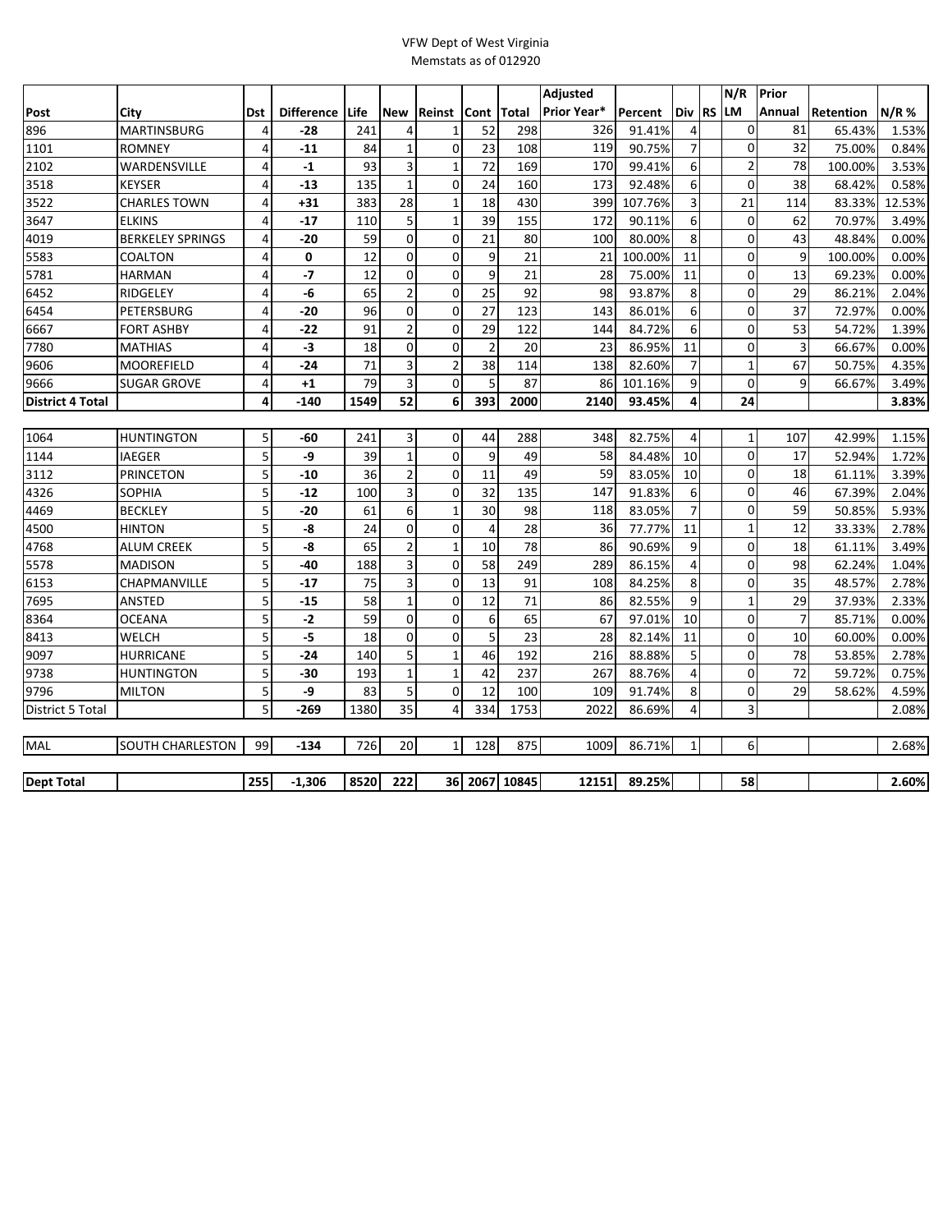VFW Dept of West Virginia
Memstats as of 012920

| Post | City | Dst | Difference | Life | New | Reinst | Cont | Total | Adjusted Prior Year* | Percent | Div | RS | N/R LM | Prior Annual | Retention | N/R % |
|---|---|---|---|---|---|---|---|---|---|---|---|---|---|---|---|---|
| 896 | MARTINSBURG | 4 | **-28** | 241 | 4 | 1 | 52 | 298 | 326 | 91.41% | 4 | | 0 | 81 | 65.43% | 1.53% |
| 1101 | ROMNEY | 4 | **-11** | 84 | 1 | 0 | 23 | 108 | 119 | 90.75% | 7 | | 0 | 32 | 75.00% | 0.84% |
| 2102 | WARDENSVILLE | 4 | **-1** | 93 | 3 | 1 | 72 | 169 | 170 | 99.41% | 6 | | 2 | 78 | 100.00% | 3.53% |
| 3518 | KEYSER | 4 | **-13** | 135 | 1 | 0 | 24 | 160 | 173 | 92.48% | 6 | | 0 | 38 | 68.42% | 0.58% |
| 3522 | CHARLES TOWN | 4 | **+31** | 383 | 28 | 1 | 18 | 430 | 399 | 107.76% | 3 | | 21 | 114 | 83.33% | 12.53% |
| 3647 | ELKINS | 4 | **-17** | 110 | 5 | 1 | 39 | 155 | 172 | 90.11% | 6 | | 0 | 62 | 70.97% | 3.49% |
| 4019 | BERKELEY SPRINGS | 4 | **-20** | 59 | 0 | 0 | 21 | 80 | 100 | 80.00% | 8 | | 0 | 43 | 48.84% | 0.00% |
| 5583 | COALTON | 4 | **0** | 12 | 0 | 0 | 9 | 21 | 21 | 100.00% | 11 | | 0 | 9 | 100.00% | 0.00% |
| 5781 | HARMAN | 4 | **-7** | 12 | 0 | 0 | 9 | 21 | 28 | 75.00% | 11 | | 0 | 13 | 69.23% | 0.00% |
| 6452 | RIDGELEY | 4 | **-6** | 65 | 2 | 0 | 25 | 92 | 98 | 93.87% | 8 | | 0 | 29 | 86.21% | 2.04% |
| 6454 | PETERSBURG | 4 | **-20** | 96 | 0 | 0 | 27 | 123 | 143 | 86.01% | 6 | | 0 | 37 | 72.97% | 0.00% |
| 6667 | FORT ASHBY | 4 | **-22** | 91 | 2 | 0 | 29 | 122 | 144 | 84.72% | 6 | | 0 | 53 | 54.72% | 1.39% |
| 7780 | MATHIAS | 4 | **-3** | 18 | 0 | 0 | 2 | 20 | 23 | 86.95% | 11 | | 0 | 3 | 66.67% | 0.00% |
| 9606 | MOOREFIELD | 4 | **-24** | 71 | 3 | 2 | 38 | 114 | 138 | 82.60% | 7 | | 1 | 67 | 50.75% | 4.35% |
| 9666 | SUGAR GROVE | 4 | **+1** | 79 | 3 | 0 | 5 | 87 | 86 | 101.16% | 9 | | 0 | 9 | 66.67% | 3.49% |
| **District 4 Total** | | **4** | **-140** | **1549** | **52** | **6** | **393** | **2000** | **2140** | **93.45%** | **4** | | **24** | | | **3.83%** |
| | | | | | | | | | | | | | | | | |
| 1064 | HUNTINGTON | 5 | **-60** | 241 | 3 | 0 | 44 | 288 | 348 | 82.75% | 4 | | 1 | 107 | 42.99% | 1.15% |
| 1144 | IAEGER | 5 | **-9** | 39 | 1 | 0 | 9 | 49 | 58 | 84.48% | 10 | | 0 | 17 | 52.94% | 1.72% |
| 3112 | PRINCETON | 5 | **-10** | 36 | 2 | 0 | 11 | 49 | 59 | 83.05% | 10 | | 0 | 18 | 61.11% | 3.39% |
| 4326 | SOPHIA | 5 | **-12** | 100 | 3 | 0 | 32 | 135 | 147 | 91.83% | 6 | | 0 | 46 | 67.39% | 2.04% |
| 4469 | BECKLEY | 5 | **-20** | 61 | 6 | 1 | 30 | 98 | 118 | 83.05% | 7 | | 0 | 59 | 50.85% | 5.93% |
| 4500 | HINTON | 5 | **-8** | 24 | 0 | 0 | 4 | 28 | 36 | 77.77% | 11 | | 1 | 12 | 33.33% | 2.78% |
| 4768 | ALUM CREEK | 5 | **-8** | 65 | 2 | 1 | 10 | 78 | 86 | 90.69% | 9 | | 0 | 18 | 61.11% | 3.49% |
| 5578 | MADISON | 5 | **-40** | 188 | 3 | 0 | 58 | 249 | 289 | 86.15% | 4 | | 0 | 98 | 62.24% | 1.04% |
| 6153 | CHAPMANVILLE | 5 | **-17** | 75 | 3 | 0 | 13 | 91 | 108 | 84.25% | 8 | | 0 | 35 | 48.57% | 2.78% |
| 7695 | ANSTED | 5 | **-15** | 58 | 1 | 0 | 12 | 71 | 86 | 82.55% | 9 | | 1 | 29 | 37.93% | 2.33% |
| 8364 | OCEANA | 5 | **-2** | 59 | 0 | 0 | 6 | 65 | 67 | 97.01% | 10 | | 0 | 7 | 85.71% | 0.00% |
| 8413 | WELCH | 5 | **-5** | 18 | 0 | 0 | 5 | 23 | 28 | 82.14% | 11 | | 0 | 10 | 60.00% | 0.00% |
| 9097 | HURRICANE | 5 | **-24** | 140 | 5 | 1 | 46 | 192 | 216 | 88.88% | 5 | | 0 | 78 | 53.85% | 2.78% |
| 9738 | HUNTINGTON | 5 | **-30** | 193 | 1 | 1 | 42 | 237 | 267 | 88.76% | 4 | | 0 | 72 | 59.72% | 0.75% |
| 9796 | MILTON | 5 | **-9** | 83 | 5 | 0 | 12 | 100 | 109 | 91.74% | 8 | | 0 | 29 | 58.62% | 4.59% |
| District 5 Total | | 5 | **-269** | 1380 | 35 | 4 | 334 | 1753 | 2022 | 86.69% | 4 | | 3 | | | 2.08% |
| | | | | | | | | | | | | | | | | |
| MAL | SOUTH CHARLESTON | 99 | **-134** | 726 | 20 | 1 | 128 | 875 | 1009 | 86.71% | 1 | | 6 | | | 2.68% |
| | | | | | | | | | | | | | | | | |
| **Dept Total** | | **255** | **-1,306** | **8520** | **222** | **36** | **2067** | **10845** | **12151** | **89.25%** | | | **58** | | | **2.60%** |